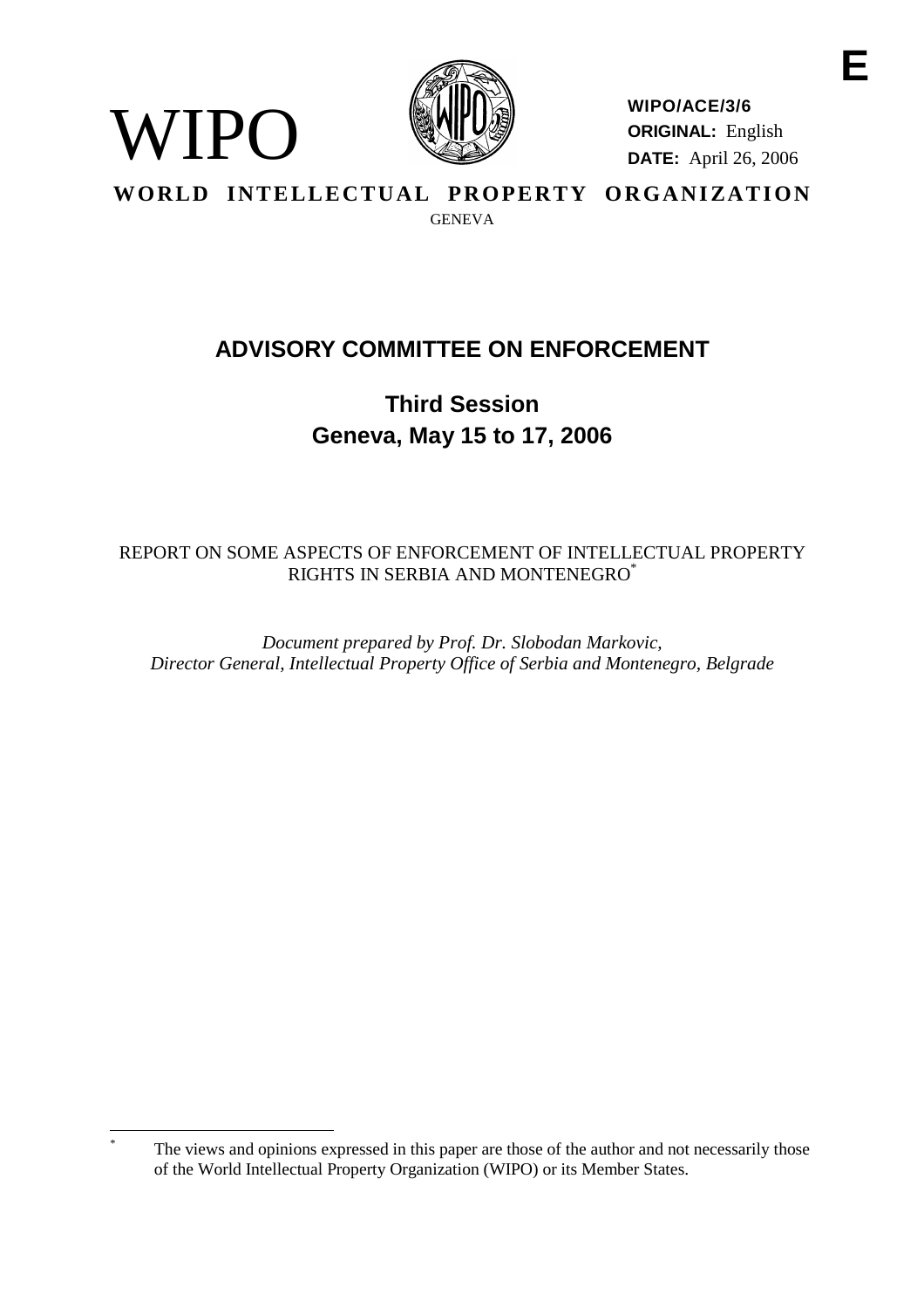E

WIPO

**WIPO/ACE/3/6**
**ORIGINAL:** English
**DATE:** April 26, 2006

**WORLD INTELLECTUAL PROPERTY ORGANIZATION**
GENEVA

# ADVISORY COMMITTEE ON ENFORCEMENT

## Third Session
## Geneva, May 15 to 17, 2006

REPORT ON SOME ASPECTS OF ENFORCEMENT OF INTELLECTUAL PROPERTY RIGHTS IN SERBIA AND MONTENEGRO[*]

*Document prepared by Prof. Dr. Slobodan Markovic, Director General, Intellectual Property Office of Serbia and Montenegro, Belgrade*

---

[*] The views and opinions expressed in this paper are those of the author and not necessarily those of the World Intellectual Property Organization (WIPO) or its Member States.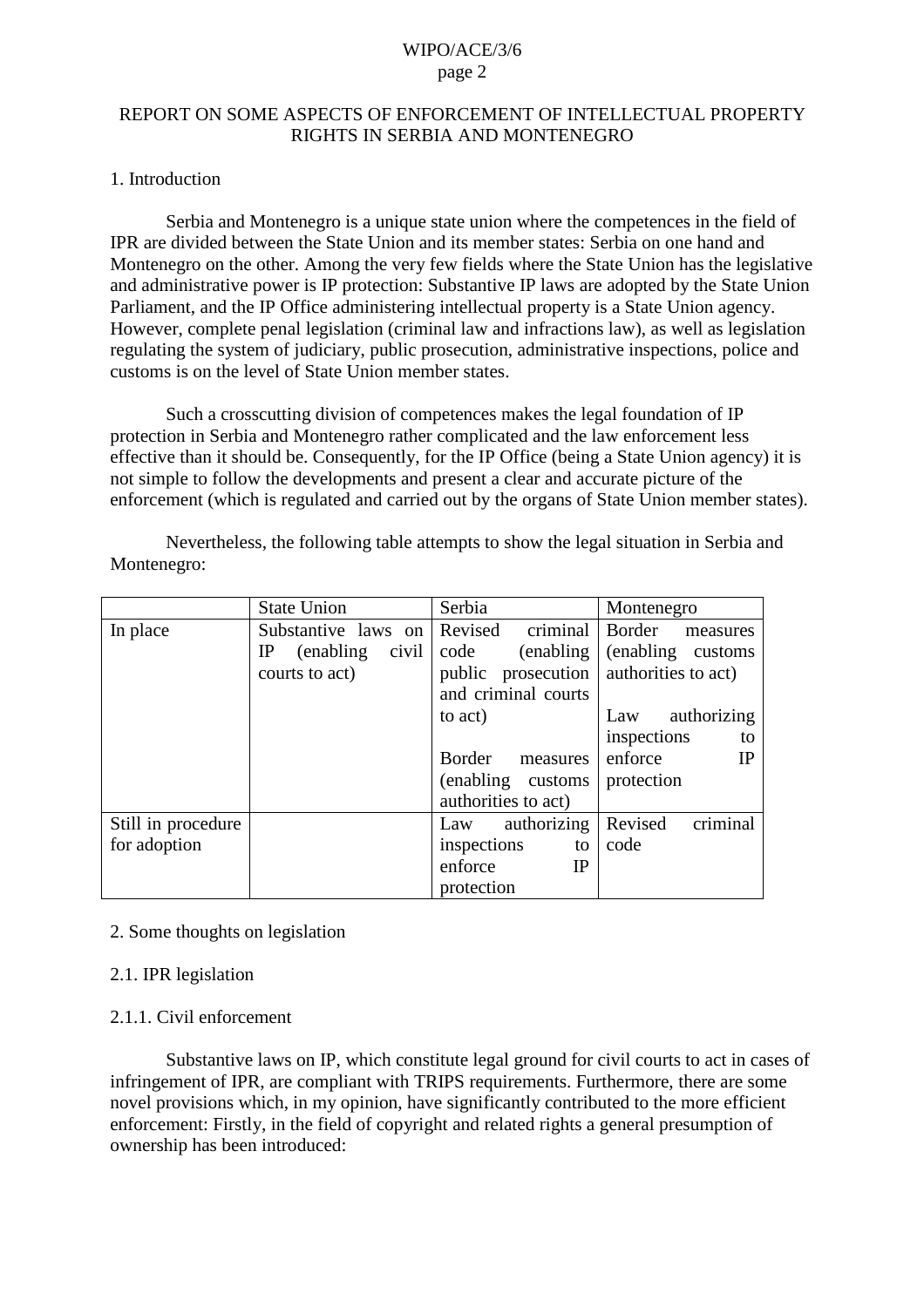# REPORT ON SOME ASPECTS OF ENFORCEMENT OF INTELLECTUAL PROPERTY RIGHTS IN SERBIA AND MONTENEGRO

## 1. Introduction

Serbia and Montenegro is a unique state union where the competences in the field of IPR are divided between the State Union and its member states: Serbia on one hand and Montenegro on the other. Among the very few fields where the State Union has the legislative and administrative power is IP protection: Substantive IP laws are adopted by the State Union Parliament, and the IP Office administering intellectual property is a State Union agency. However, complete penal legislation (criminal law and infractions law), as well as legislation regulating the system of judiciary, public prosecution, administrative inspections, police and customs is on the level of State Union member states.

Such a crosscutting division of competences makes the legal foundation of IP protection in Serbia and Montenegro rather complicated and the law enforcement less effective than it should be. Consequently, for the IP Office (being a State Union agency) it is not simple to follow the developments and present a clear and accurate picture of the enforcement (which is regulated and carried out by the organs of State Union member states).

Nevertheless, the following table attempts to show the legal situation in Serbia and Montenegro:

| | State Union | Serbia | Montenegro |
|---|---|---|---|
| In place | Substantive laws on IP (enabling civil courts to act) | Revised criminal code (enabling public prosecution and criminal courts to act)<br><br>Border measures (enabling customs authorities to act) | Border measures (enabling customs authorities to act)<br><br>Law authorizing inspections to enforce IP protection |
| Still in procedure for adoption | | Law authorizing inspections to enforce IP protection | Revised criminal code |

## 2. Some thoughts on legislation

### 2.1. IPR legislation

#### 2.1.1. Civil enforcement

Substantive laws on IP, which constitute legal ground for civil courts to act in cases of infringement of IPR, are compliant with TRIPS requirements. Furthermore, there are some novel provisions which, in my opinion, have significantly contributed to the more efficient enforcement: Firstly, in the field of copyright and related rights a general presumption of ownership has been introduced: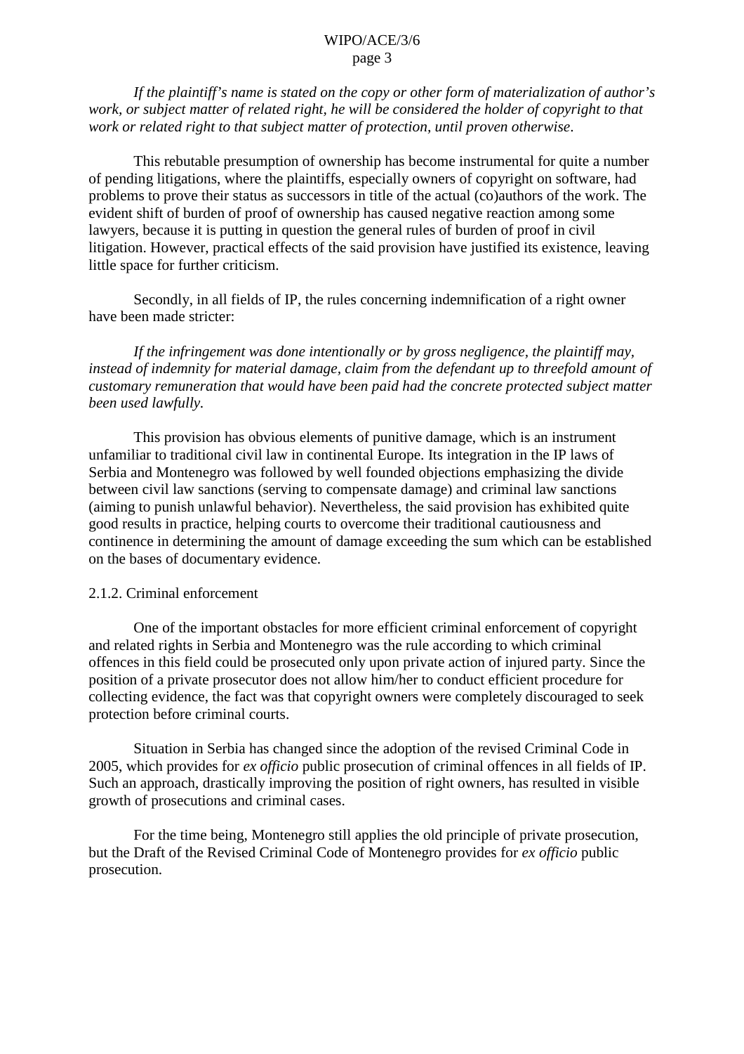*If the plaintiff's name is stated on the copy or other form of materialization of author's work, or subject matter of related right, he will be considered the holder of copyright to that work or related right to that subject matter of protection, until proven otherwise*.

This rebutable presumption of ownership has become instrumental for quite a number of pending litigations, where the plaintiffs, especially owners of copyright on software, had problems to prove their status as successors in title of the actual (co)authors of the work. The evident shift of burden of proof of ownership has caused negative reaction among some lawyers, because it is putting in question the general rules of burden of proof in civil litigation. However, practical effects of the said provision have justified its existence, leaving little space for further criticism.

Secondly, in all fields of IP, the rules concerning indemnification of a right owner have been made stricter:

*If the infringement was done intentionally or by gross negligence, the plaintiff may, instead of indemnity for material damage, claim from the defendant up to threefold amount of customary remuneration that would have been paid had the concrete protected subject matter been used lawfully.*

This provision has obvious elements of punitive damage, which is an instrument unfamiliar to traditional civil law in continental Europe. Its integration in the IP laws of Serbia and Montenegro was followed by well founded objections emphasizing the divide between civil law sanctions (serving to compensate damage) and criminal law sanctions (aiming to punish unlawful behavior). Nevertheless, the said provision has exhibited quite good results in practice, helping courts to overcome their traditional cautiousness and continence in determining the amount of damage exceeding the sum which can be established on the bases of documentary evidence.

2.1.2. Criminal enforcement

One of the important obstacles for more efficient criminal enforcement of copyright and related rights in Serbia and Montenegro was the rule according to which criminal offences in this field could be prosecuted only upon private action of injured party. Since the position of a private prosecutor does not allow him/her to conduct efficient procedure for collecting evidence, the fact was that copyright owners were completely discouraged to seek protection before criminal courts.

Situation in Serbia has changed since the adoption of the revised Criminal Code in 2005, which provides for *ex officio* public prosecution of criminal offences in all fields of IP. Such an approach, drastically improving the position of right owners, has resulted in visible growth of prosecutions and criminal cases.

For the time being, Montenegro still applies the old principle of private prosecution, but the Draft of the Revised Criminal Code of Montenegro provides for *ex officio* public prosecution.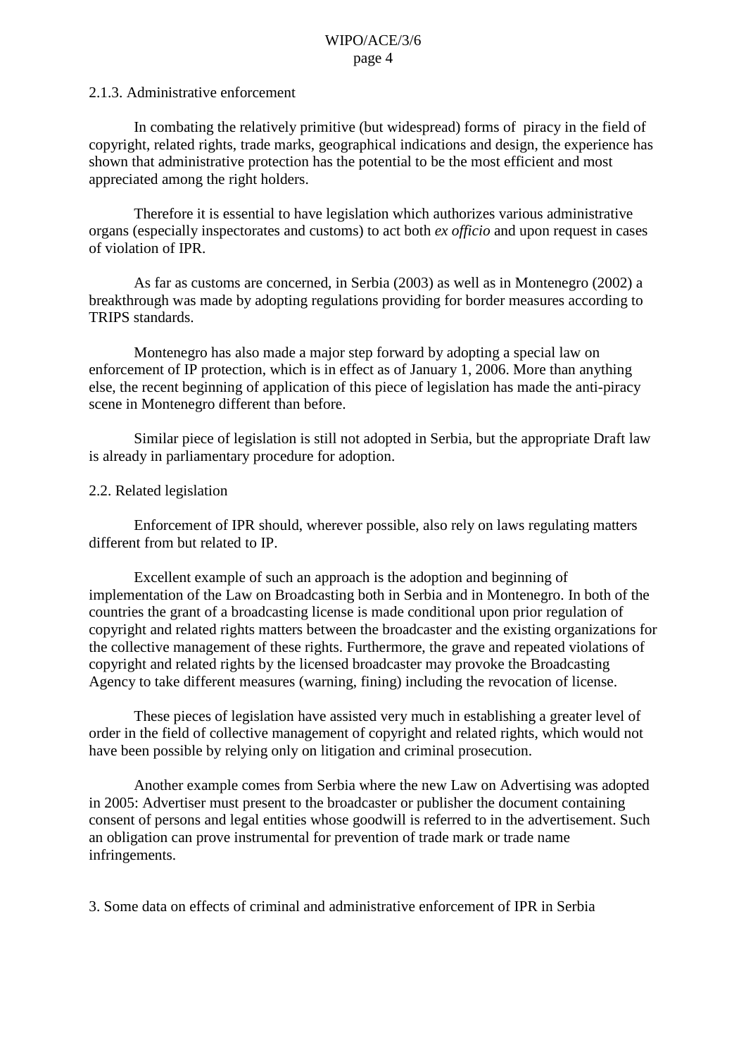#### 2.1.3. Administrative enforcement

In combating the relatively primitive (but widespread) forms of piracy in the field of copyright, related rights, trade marks, geographical indications and design, the experience has shown that administrative protection has the potential to be the most efficient and most appreciated among the right holders.

Therefore it is essential to have legislation which authorizes various administrative organs (especially inspectorates and customs) to act both *ex officio* and upon request in cases of violation of IPR.

As far as customs are concerned, in Serbia (2003) as well as in Montenegro (2002) a breakthrough was made by adopting regulations providing for border measures according to TRIPS standards.

Montenegro has also made a major step forward by adopting a special law on enforcement of IP protection, which is in effect as of January 1, 2006. More than anything else, the recent beginning of application of this piece of legislation has made the anti-piracy scene in Montenegro different than before.

Similar piece of legislation is still not adopted in Serbia, but the appropriate Draft law is already in parliamentary procedure for adoption.

### 2.2. Related legislation

Enforcement of IPR should, wherever possible, also rely on laws regulating matters different from but related to IP.

Excellent example of such an approach is the adoption and beginning of implementation of the Law on Broadcasting both in Serbia and in Montenegro. In both of the countries the grant of a broadcasting license is made conditional upon prior regulation of copyright and related rights matters between the broadcaster and the existing organizations for the collective management of these rights. Furthermore, the grave and repeated violations of copyright and related rights by the licensed broadcaster may provoke the Broadcasting Agency to take different measures (warning, fining) including the revocation of license.

These pieces of legislation have assisted very much in establishing a greater level of order in the field of collective management of copyright and related rights, which would not have been possible by relying only on litigation and criminal prosecution.

Another example comes from Serbia where the new Law on Advertising was adopted in 2005: Advertiser must present to the broadcaster or publisher the document containing consent of persons and legal entities whose goodwill is referred to in the advertisement. Such an obligation can prove instrumental for prevention of trade mark or trade name infringements.

## 3. Some data on effects of criminal and administrative enforcement of IPR in Serbia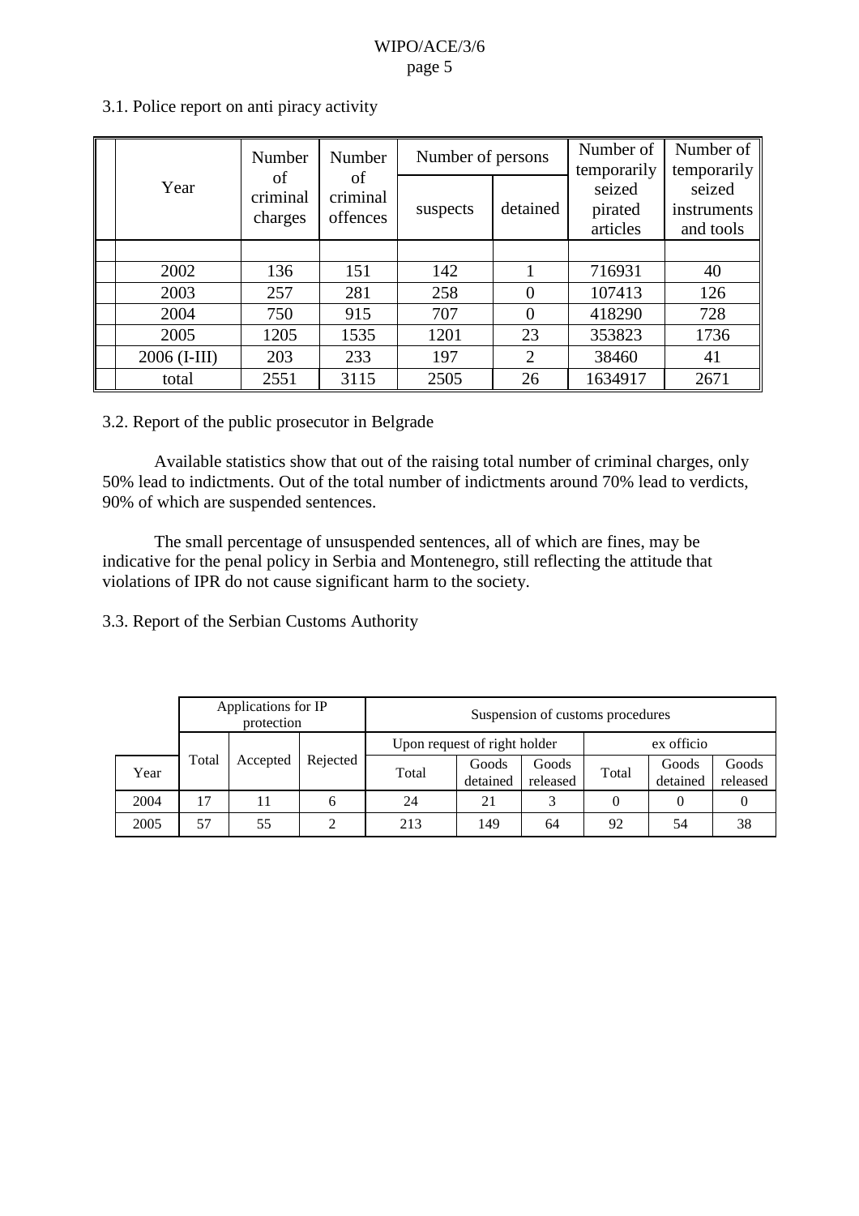3.1. Police report on anti piracy activity

| Year | Number of criminal charges | Number of criminal offences | Number of persons | | Number of temporarily seized pirated articles | Number of temporarily seized instruments and tools |
|---|---|---|---|---|---|---|
| | | | suspects | detained | | |
| 2002 | 136 | 151 | 142 | 1 | 716931 | 40 |
| 2003 | 257 | 281 | 258 | 0 | 107413 | 126 |
| 2004 | 750 | 915 | 707 | 0 | 418290 | 728 |
| 2005 | 1205 | 1535 | 1201 | 23 | 353823 | 1736 |
| 2006 (I-III) | 203 | 233 | 197 | 2 | 38460 | 41 |
| total | 2551 | 3115 | 2505 | 26 | 1634917 | 2671 |

3.2. Report of the public prosecutor in Belgrade

Available statistics show that out of the raising total number of criminal charges, only 50% lead to indictments. Out of the total number of indictments around 70% lead to verdicts, 90% of which are suspended sentences.

The small percentage of unsuspended sentences, all of which are fines, may be indicative for the penal policy in Serbia and Montenegro, still reflecting the attitude that violations of IPR do not cause significant harm to the society.

3.3. Report of the Serbian Customs Authority

| | Applications for IP protection | | | Suspension of customs procedures | | | | | |
|---|---|---|---|---|---|---|---|---|---|
| | | | | Upon request of right holder | | | ex officio | | |
| Year | Total | Accepted | Rejected | Total | Goods detained | Goods released | Total | Goods detained | Goods released |
| 2004 | 17 | 11 | 6 | 24 | 21 | 3 | 0 | 0 | 0 |
| 2005 | 57 | 55 | 2 | 213 | 149 | 64 | 92 | 54 | 38 |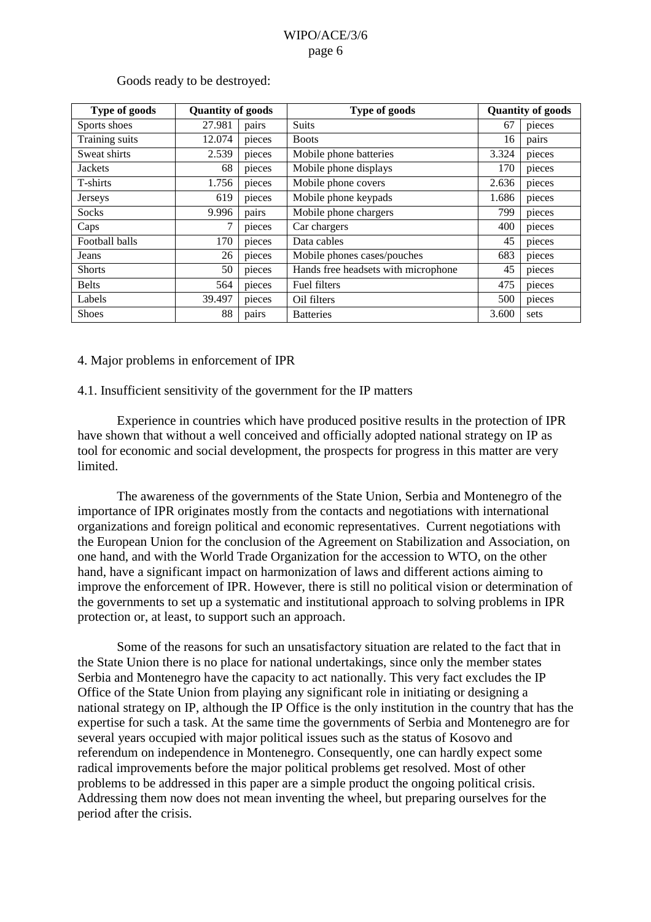Goods ready to be destroyed:

| Type of goods | Quantity of goods | | Type of goods | Quantity of goods | |
|---|---|---|---|---|---|
| Sports shoes | 27.981 | pairs | Suits | 67 | pieces |
| Training suits | 12.074 | pieces | Boots | 16 | pairs |
| Sweat shirts | 2.539 | pieces | Mobile phone batteries | 3.324 | pieces |
| Jackets | 68 | pieces | Mobile phone displays | 170 | pieces |
| T-shirts | 1.756 | pieces | Mobile phone covers | 2.636 | pieces |
| Jerseys | 619 | pieces | Mobile phone keypads | 1.686 | pieces |
| Socks | 9.996 | pairs | Mobile phone chargers | 799 | pieces |
| Caps | 7 | pieces | Car chargers | 400 | pieces |
| Football balls | 170 | pieces | Data cables | 45 | pieces |
| Jeans | 26 | pieces | Mobile phones cases/pouches | 683 | pieces |
| Shorts | 50 | pieces | Hands free headsets with microphone | 45 | pieces |
| Belts | 564 | pieces | Fuel filters | 475 | pieces |
| Labels | 39.497 | pieces | Oil filters | 500 | pieces |
| Shoes | 88 | pairs | Batteries | 3.600 | sets |

4. Major problems in enforcement of IPR

4.1. Insufficient sensitivity of the government for the IP matters

Experience in countries which have produced positive results in the protection of IPR have shown that without a well conceived and officially adopted national strategy on IP as tool for economic and social development, the prospects for progress in this matter are very limited.

The awareness of the governments of the State Union, Serbia and Montenegro of the importance of IPR originates mostly from the contacts and negotiations with international organizations and foreign political and economic representatives. Current negotiations with the European Union for the conclusion of the Agreement on Stabilization and Association, on one hand, and with the World Trade Organization for the accession to WTO, on the other hand, have a significant impact on harmonization of laws and different actions aiming to improve the enforcement of IPR. However, there is still no political vision or determination of the governments to set up a systematic and institutional approach to solving problems in IPR protection or, at least, to support such an approach.

Some of the reasons for such an unsatisfactory situation are related to the fact that in the State Union there is no place for national undertakings, since only the member states Serbia and Montenegro have the capacity to act nationally. This very fact excludes the IP Office of the State Union from playing any significant role in initiating or designing a national strategy on IP, although the IP Office is the only institution in the country that has the expertise for such a task. At the same time the governments of Serbia and Montenegro are for several years occupied with major political issues such as the status of Kosovo and referendum on independence in Montenegro. Consequently, one can hardly expect some radical improvements before the major political problems get resolved. Most of other problems to be addressed in this paper are a simple product the ongoing political crisis. Addressing them now does not mean inventing the wheel, but preparing ourselves for the period after the crisis.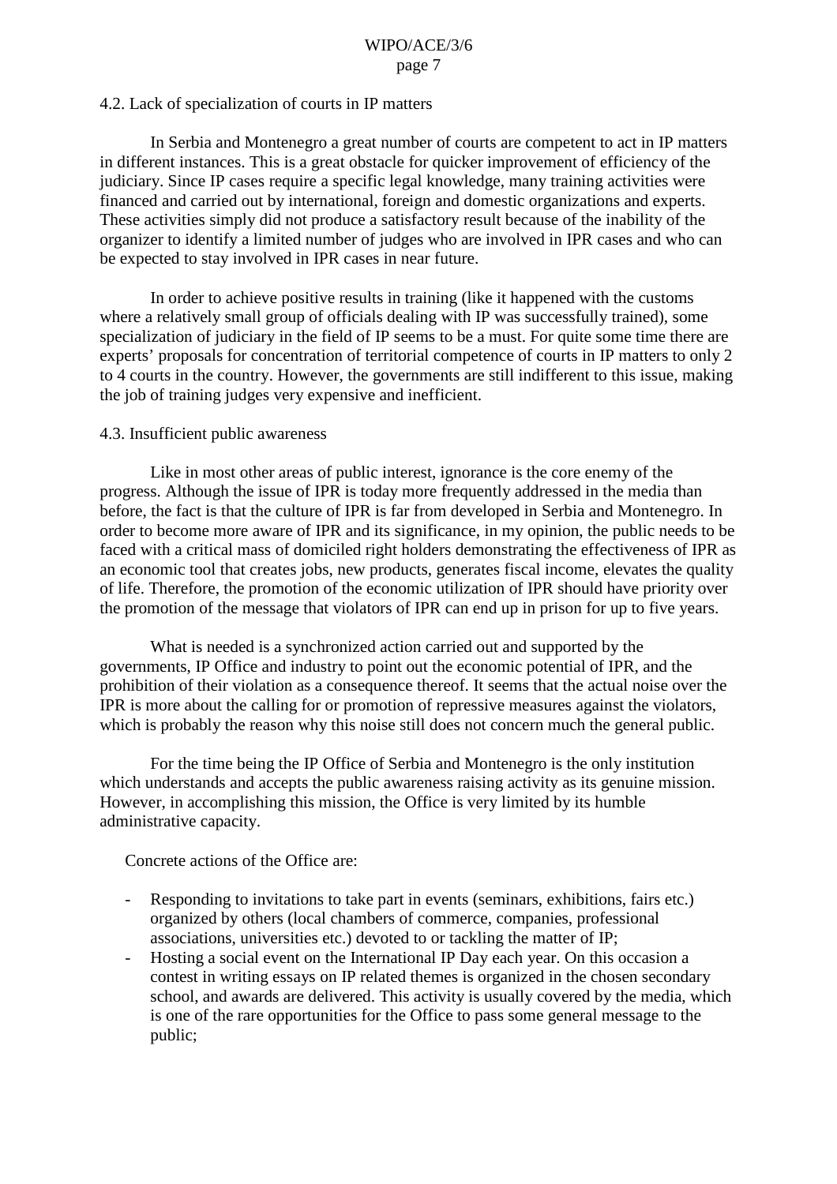### 4.2. Lack of specialization of courts in IP matters

In Serbia and Montenegro a great number of courts are competent to act in IP matters in different instances. This is a great obstacle for quicker improvement of efficiency of the judiciary. Since IP cases require a specific legal knowledge, many training activities were financed and carried out by international, foreign and domestic organizations and experts. These activities simply did not produce a satisfactory result because of the inability of the organizer to identify a limited number of judges who are involved in IPR cases and who can be expected to stay involved in IPR cases in near future.

In order to achieve positive results in training (like it happened with the customs where a relatively small group of officials dealing with IP was successfully trained), some specialization of judiciary in the field of IP seems to be a must. For quite some time there are experts' proposals for concentration of territorial competence of courts in IP matters to only 2 to 4 courts in the country. However, the governments are still indifferent to this issue, making the job of training judges very expensive and inefficient.

### 4.3. Insufficient public awareness

Like in most other areas of public interest, ignorance is the core enemy of the progress. Although the issue of IPR is today more frequently addressed in the media than before, the fact is that the culture of IPR is far from developed in Serbia and Montenegro. In order to become more aware of IPR and its significance, in my opinion, the public needs to be faced with a critical mass of domiciled right holders demonstrating the effectiveness of IPR as an economic tool that creates jobs, new products, generates fiscal income, elevates the quality of life. Therefore, the promotion of the economic utilization of IPR should have priority over the promotion of the message that violators of IPR can end up in prison for up to five years.

What is needed is a synchronized action carried out and supported by the governments, IP Office and industry to point out the economic potential of IPR, and the prohibition of their violation as a consequence thereof. It seems that the actual noise over the IPR is more about the calling for or promotion of repressive measures against the violators, which is probably the reason why this noise still does not concern much the general public.

For the time being the IP Office of Serbia and Montenegro is the only institution which understands and accepts the public awareness raising activity as its genuine mission. However, in accomplishing this mission, the Office is very limited by its humble administrative capacity.

Concrete actions of the Office are:

- Responding to invitations to take part in events (seminars, exhibitions, fairs etc.) organized by others (local chambers of commerce, companies, professional associations, universities etc.) devoted to or tackling the matter of IP;
- Hosting a social event on the International IP Day each year. On this occasion a contest in writing essays on IP related themes is organized in the chosen secondary school, and awards are delivered. This activity is usually covered by the media, which is one of the rare opportunities for the Office to pass some general message to the public;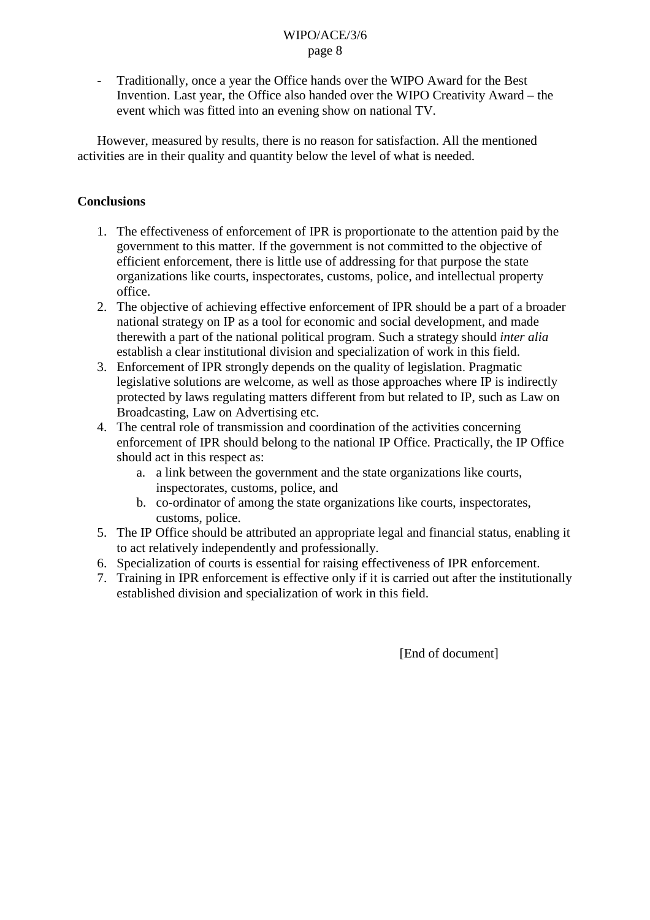- Traditionally, once a year the Office hands over the WIPO Award for the Best Invention. Last year, the Office also handed over the WIPO Creativity Award – the event which was fitted into an evening show on national TV.

However, measured by results, there is no reason for satisfaction. All the mentioned activities are in their quality and quantity below the level of what is needed.

**Conclusions**

1. The effectiveness of enforcement of IPR is proportionate to the attention paid by the government to this matter. If the government is not committed to the objective of efficient enforcement, there is little use of addressing for that purpose the state organizations like courts, inspectorates, customs, police, and intellectual property office.
2. The objective of achieving effective enforcement of IPR should be a part of a broader national strategy on IP as a tool for economic and social development, and made therewith a part of the national political program. Such a strategy should *inter alia* establish a clear institutional division and specialization of work in this field.
3. Enforcement of IPR strongly depends on the quality of legislation. Pragmatic legislative solutions are welcome, as well as those approaches where IP is indirectly protected by laws regulating matters different from but related to IP, such as Law on Broadcasting, Law on Advertising etc.
4. The central role of transmission and coordination of the activities concerning enforcement of IPR should belong to the national IP Office. Practically, the IP Office should act in this respect as:
    a. a link between the government and the state organizations like courts, inspectorates, customs, police, and
    b. co-ordinator of among the state organizations like courts, inspectorates, customs, police.
5. The IP Office should be attributed an appropriate legal and financial status, enabling it to act relatively independently and professionally.
6. Specialization of courts is essential for raising effectiveness of IPR enforcement.
7. Training in IPR enforcement is effective only if it is carried out after the institutionally established division and specialization of work in this field.

[End of document]